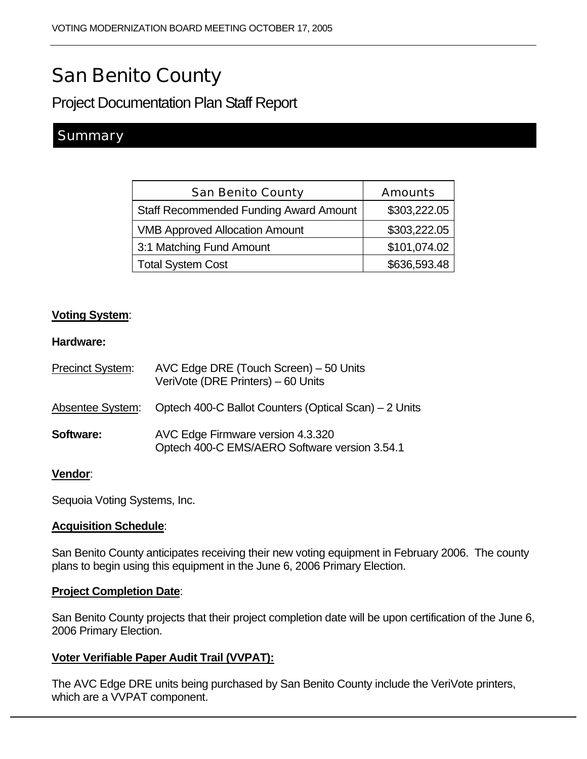# San Benito County

## Project Documentation Plan Staff Report

## Summary

| San Benito County | Amounts |
| --- | --- |
| Staff Recommended Funding Award Amount | $303,222.05 |
| VMB Approved Allocation Amount | $303,222.05 |
| 3:1 Matching Fund Amount | $101,074.02 |
| Total System Cost | $636,593.48 |

**Voting System**:

**Hardware:**

Precinct System: AVC Edge DRE (Touch Screen) – 50 Units
VeriVote (DRE Printers) – 60 Units

Absentee System: Optech 400-C Ballot Counters (Optical Scan) – 2 Units

**Software:** AVC Edge Firmware version 4.3.320
Optech 400-C EMS/AERO Software version 3.54.1

**Vendor**:

Sequoia Voting Systems, Inc.

**Acquisition Schedule**:

San Benito County anticipates receiving their new voting equipment in February 2006. The county plans to begin using this equipment in the June 6, 2006 Primary Election.

**Project Completion Date**:

San Benito County projects that their project completion date will be upon certification of the June 6, 2006 Primary Election.

**Voter Verifiable Paper Audit Trail (VVPAT):**

The AVC Edge DRE units being purchased by San Benito County include the VeriVote printers, which are a VVPAT component.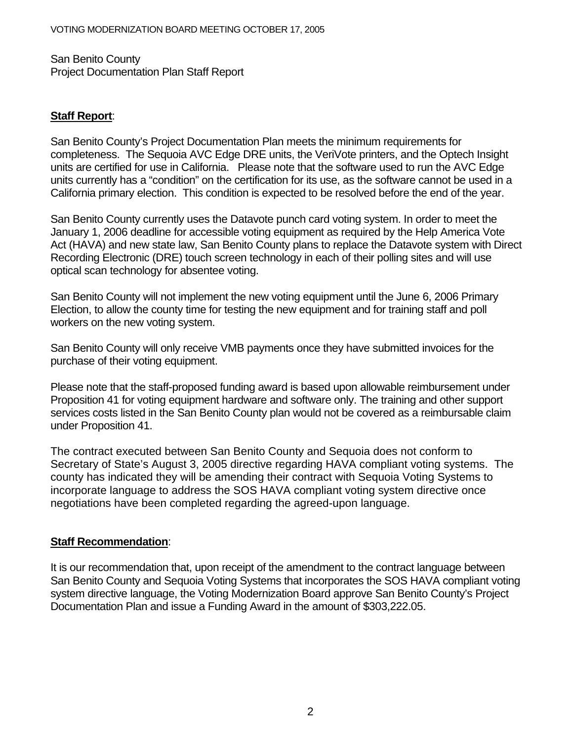San Benito County
Project Documentation Plan Staff Report

**Staff Report**:

San Benito County's Project Documentation Plan meets the minimum requirements for completeness. The Sequoia AVC Edge DRE units, the VeriVote printers, and the Optech Insight units are certified for use in California. Please note that the software used to run the AVC Edge units currently has a "condition" on the certification for its use, as the software cannot be used in a California primary election. This condition is expected to be resolved before the end of the year.

San Benito County currently uses the Datavote punch card voting system. In order to meet the January 1, 2006 deadline for accessible voting equipment as required by the Help America Vote Act (HAVA) and new state law, San Benito County plans to replace the Datavote system with Direct Recording Electronic (DRE) touch screen technology in each of their polling sites and will use optical scan technology for absentee voting.

San Benito County will not implement the new voting equipment until the June 6, 2006 Primary Election, to allow the county time for testing the new equipment and for training staff and poll workers on the new voting system.

San Benito County will only receive VMB payments once they have submitted invoices for the purchase of their voting equipment.

Please note that the staff-proposed funding award is based upon allowable reimbursement under Proposition 41 for voting equipment hardware and software only. The training and other support services costs listed in the San Benito County plan would not be covered as a reimbursable claim under Proposition 41.

The contract executed between San Benito County and Sequoia does not conform to Secretary of State's August 3, 2005 directive regarding HAVA compliant voting systems. The county has indicated they will be amending their contract with Sequoia Voting Systems to incorporate language to address the SOS HAVA compliant voting system directive once negotiations have been completed regarding the agreed-upon language.

**Staff Recommendation**:

It is our recommendation that, upon receipt of the amendment to the contract language between San Benito County and Sequoia Voting Systems that incorporates the SOS HAVA compliant voting system directive language, the Voting Modernization Board approve San Benito County's Project Documentation Plan and issue a Funding Award in the amount of $303,222.05.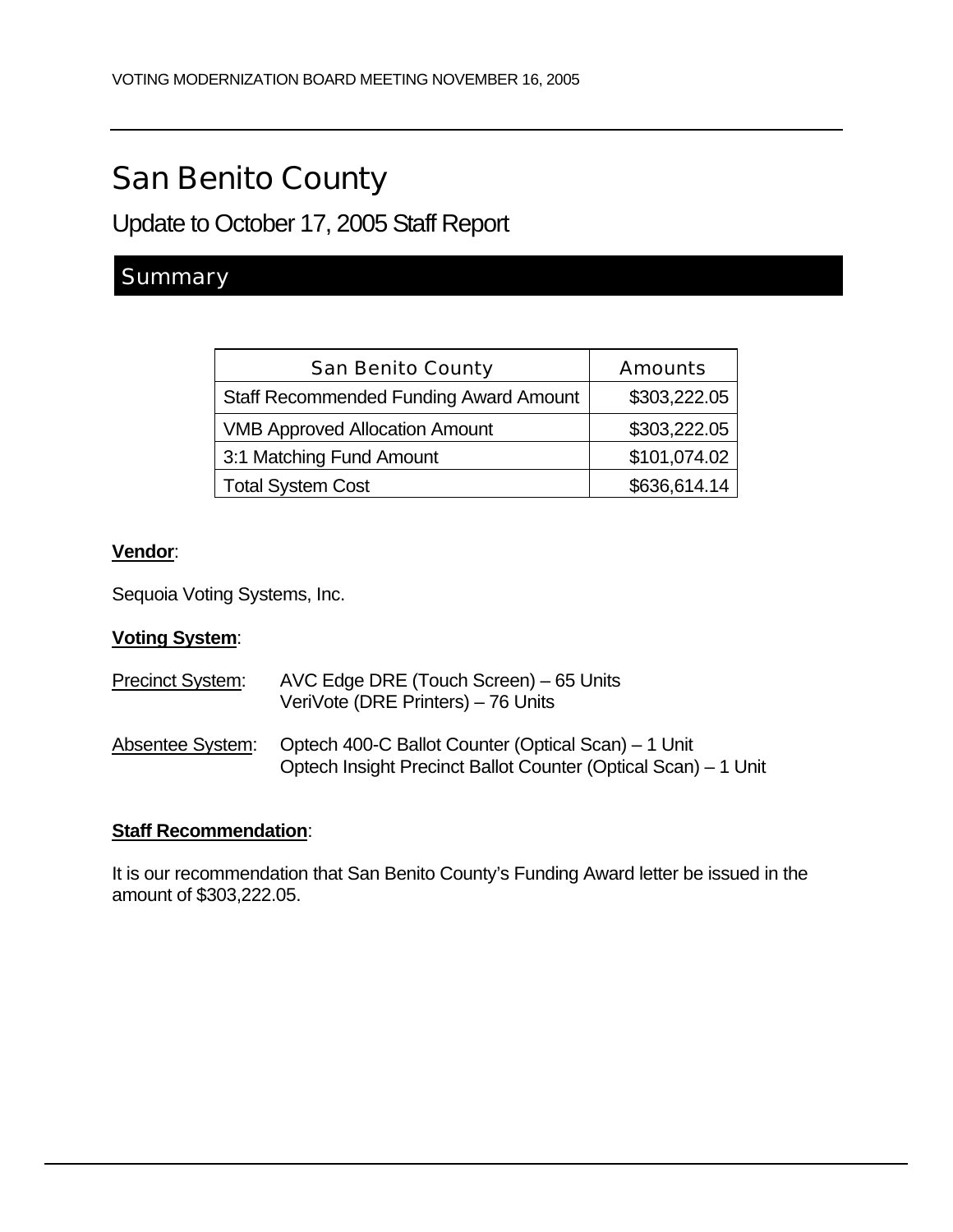# San Benito County

## Update to October 17, 2005 Staff Report

### Summary

| San Benito County | Amounts |
|---|---|
| Staff Recommended Funding Award Amount | $303,222.05 |
| VMB Approved Allocation Amount | $303,222.05 |
| 3:1 Matching Fund Amount | $101,074.02 |
| Total System Cost | $636,614.14 |

**Vendor**:

Sequoia Voting Systems, Inc.

**Voting System**:

Precinct System: AVC Edge DRE (Touch Screen) – 65 Units
VeriVote (DRE Printers) – 76 Units

Absentee System: Optech 400-C Ballot Counter (Optical Scan) – 1 Unit
Optech Insight Precinct Ballot Counter (Optical Scan) – 1 Unit

**Staff Recommendation**:

It is our recommendation that San Benito County's Funding Award letter be issued in the amount of $303,222.05.